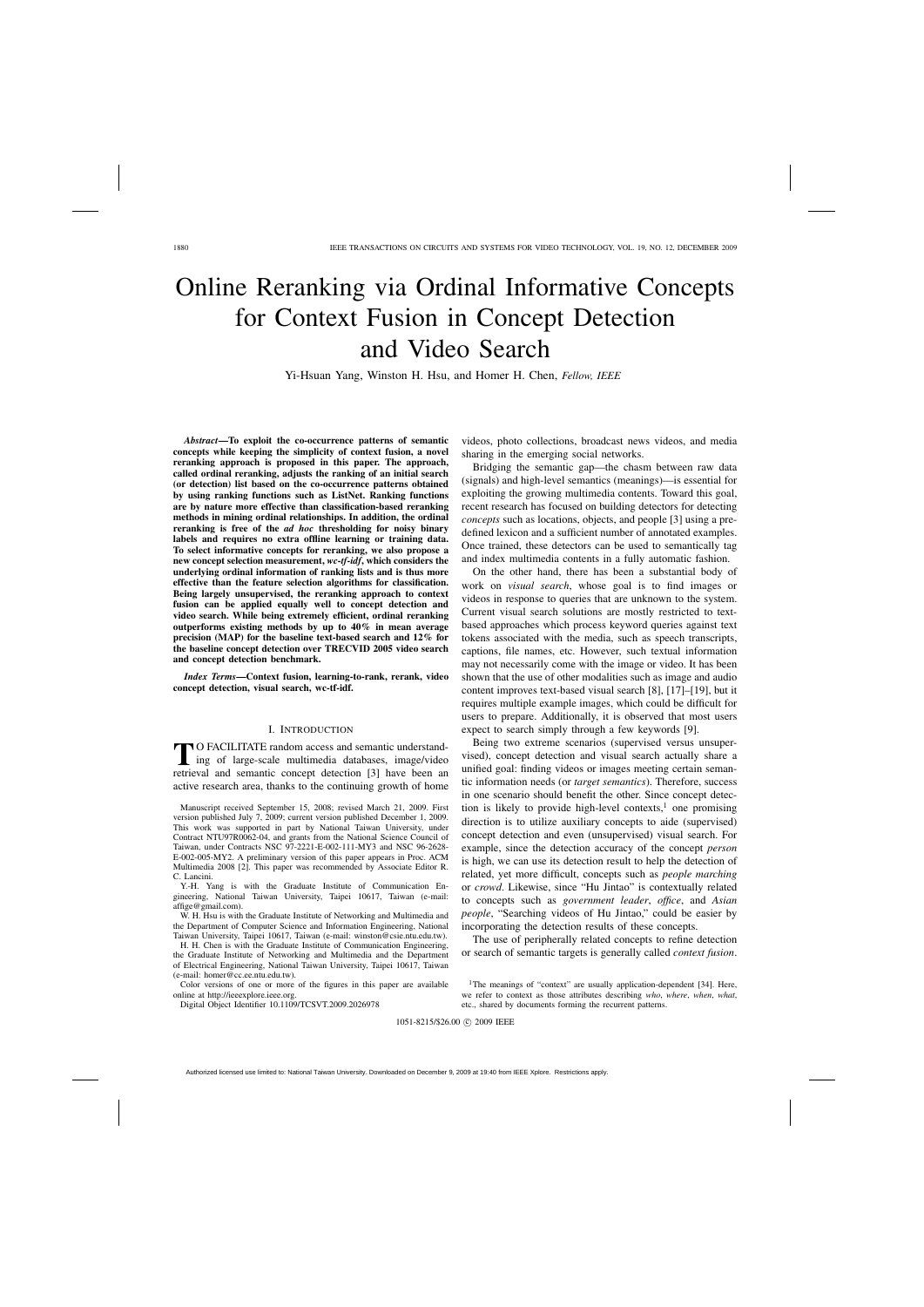# Online Reranking via Ordinal Informative Concepts for Context Fusion in Concept Detection and Video Search

Yi-Hsuan Yang, Winston H. Hsu, and Homer H. Chen, *Fellow, IEEE*

***Abstract*—To exploit the co-occurrence patterns of semantic concepts while keeping the simplicity of context fusion, a novel reranking approach is proposed in this paper. The approach, called ordinal reranking, adjusts the ranking of an initial search (or detection) list based on the co-occurrence patterns obtained by using ranking functions such as ListNet. Ranking functions are by nature more effective than classification-based reranking methods in mining ordinal relationships. In addition, the ordinal reranking is free of the *ad hoc* thresholding for noisy binary labels and requires no extra offline learning or training data. To select informative concepts for reranking, we also propose a new concept selection measurement, *wc-tf-idf*, which considers the underlying ordinal information of ranking lists and is thus more effective than the feature selection algorithms for classification. Being largely unsupervised, the reranking approach to context fusion can be applied equally well to concept detection and video search. While being extremely efficient, ordinal reranking outperforms existing methods by up to 40% in mean average precision (MAP) for the baseline text-based search and 12% for the baseline concept detection over TRECVID 2005 video search and concept detection benchmark.**

***Index Terms*—Context fusion, learning-to-rank, rerank, video concept detection, visual search, wc-tf-idf.**

## I. Introduction

To facilitate random access and semantic understanding of large-scale multimedia databases, image/video retrieval and semantic concept detection [3] have been an active research area, thanks to the continuing growth of home videos, photo collections, broadcast news videos, and media sharing in the emerging social networks.

Bridging the semantic gap—the chasm between raw data (signals) and high-level semantics (meanings)—is essential for exploiting the growing multimedia contents. Toward this goal, recent research has focused on building detectors for detecting *concepts* such as locations, objects, and people [3] using a predefined lexicon and a sufficient number of annotated examples. Once trained, these detectors can be used to semantically tag and index multimedia contents in a fully automatic fashion.

On the other hand, there has been a substantial body of work on *visual search*, whose goal is to find images or videos in response to queries that are unknown to the system. Current visual search solutions are mostly restricted to text-based approaches which process keyword queries against text tokens associated with the media, such as speech transcripts, captions, file names, etc. However, such textual information may not necessarily come with the image or video. It has been shown that the use of other modalities such as image and audio content improves text-based visual search [8], [17]–[19], but it requires multiple example images, which could be difficult for users to prepare. Additionally, it is observed that most users expect to search simply through a few keywords [9].

Being two extreme scenarios (supervised versus unsupervised), concept detection and visual search actually share a unified goal: finding videos or images meeting certain semantic information needs (or *target semantics*). Therefore, success in one scenario should benefit the other. Since concept detection is likely to provide high-level contexts,[1] one promising direction is to utilize auxiliary concepts to aide (supervised) concept detection and even (unsupervised) visual search. For example, since the detection accuracy of the concept *person* is high, we can use its detection result to help the detection of related, yet more difficult, concepts such as *people marching* or *crowd*. Likewise, since "Hu Jintao" is contextually related to concepts such as *government leader*, *office*, and *Asian people*, "Searching videos of Hu Jintao," could be easier by incorporating the detection results of these concepts.

The use of peripherally related concepts to refine detection or search of semantic targets is generally called *context fusion*.

Manuscript received September 15, 2008; revised March 21, 2009. First version published July 7, 2009; current version published December 1, 2009. This work was supported in part by National Taiwan University, under Contract NTU97R0062-04, and grants from the National Science Council of Taiwan, under Contracts NSC 97-2221-E-002-111-MY3 and NSC 96-2628-E-002-005-MY2. A preliminary version of this paper appears in Proc. ACM Multimedia 2008 [2]. This paper was recommended by Associate Editor R. C. Lancini.

Y.-H. Yang is with the Graduate Institute of Communication Engineering, National Taiwan University, Taipei 10617, Taiwan (e-mail: affige@gmail.com).

W. H. Hsu is with the Graduate Institute of Networking and Multimedia and the Department of Computer Science and Information Engineering, National Taiwan University, Taipei 10617, Taiwan (e-mail: winston@csie.ntu.edu.tw).

H. H. Chen is with the Graduate Institute of Communication Engineering, the Graduate Institute of Networking and Multimedia and the Department of Electrical Engineering, National Taiwan University, Taipei 10617, Taiwan (e-mail: homer@cc.ee.ntu.edu.tw).

Color versions of one or more of the figures in this paper are available online at http://ieeexplore.ieee.org.

Digital Object Identifier 10.1109/TCSVT.2009.2026978

[1] The meanings of "context" are usually application-dependent [34]. Here, we refer to context as those attributes describing *who*, *where*, *when*, *what*, etc., shared by documents forming the recurrent patterns.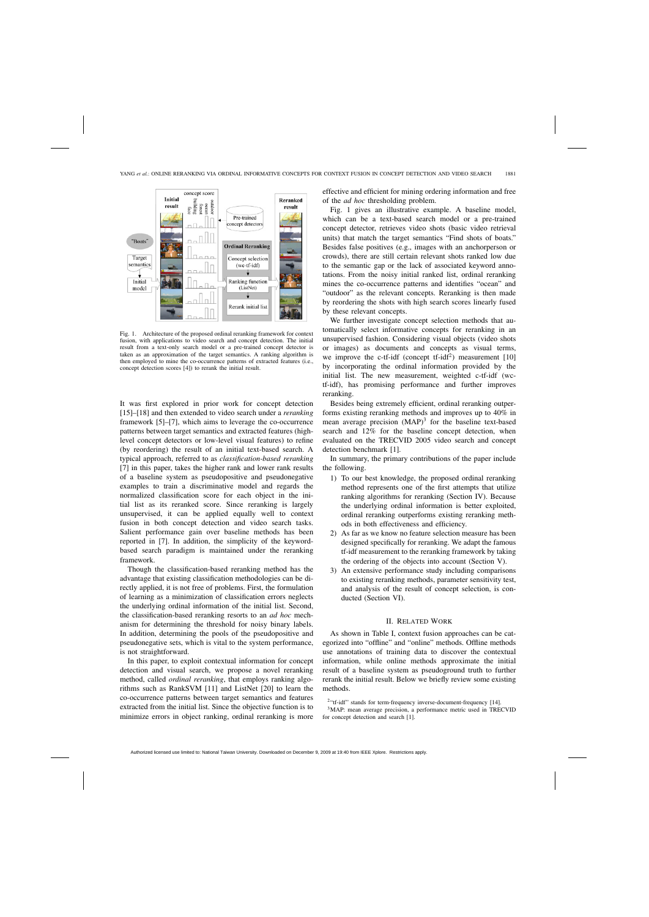Fig. 1. Architecture of the proposed ordinal reranking framework for context fusion, with applications to video search and concept detection. The initial result from a text-only search model or a pre-trained concept detector is taken as an approximation of the target semantics. A ranking algorithm is then employed to mine the co-occurrence patterns of extracted features (i.e., concept detection scores [4]) to rerank the initial result.

It was first explored in prior work for concept detection [15]–[18] and then extended to video search under a *reranking* framework [5]–[7], which aims to leverage the co-occurrence patterns between target semantics and extracted features (high-level concept detectors or low-level visual features) to refine (by reordering) the result of an initial text-based search. A typical approach, referred to as *classification-based reranking* [7] in this paper, takes the higher rank and lower rank results of a baseline system as pseudopositive and pseudonegative examples to train a discriminative model and regards the normalized classification score for each object in the initial list as its reranked score. Since reranking is largely unsupervised, it can be applied equally well to context fusion in both concept detection and video search tasks. Salient performance gain over baseline methods has been reported in [7]. In addition, the simplicity of the keyword-based search paradigm is maintained under the reranking framework.

Though the classification-based reranking method has the advantage that existing classification methodologies can be directly applied, it is not free of problems. First, the formulation of learning as a minimization of classification errors neglects the underlying ordinal information of the initial list. Second, the classification-based reranking resorts to an *ad hoc* mechanism for determining the threshold for noisy binary labels. In addition, determining the pools of the pseudopositive and pseudonegative sets, which is vital to the system performance, is not straightforward.

In this paper, to exploit contextual information for concept detection and visual search, we propose a novel reranking method, called *ordinal reranking*, that employs ranking algorithms such as RankSVM [11] and ListNet [20] to learn the co-occurrence patterns between target semantics and features extracted from the initial list. Since the objective function is to minimize errors in object ranking, ordinal reranking is more effective and efficient for mining ordering information and free of the *ad hoc* thresholding problem.

Fig. 1 gives an illustrative example. A baseline model, which can be a text-based search model or a pre-trained concept detector, retrieves video shots (basic video retrieval units) that match the target semantics "Find shots of boats." Besides false positives (e.g., images with an anchorperson or crowds), there are still certain relevant shots ranked low due to the semantic gap or the lack of associated keyword annotations. From the noisy initial ranked list, ordinal reranking mines the co-occurrence patterns and identifies "ocean" and "outdoor" as the relevant concepts. Reranking is then made by reordering the shots with high search scores linearly fused by these relevant concepts.

We further investigate concept selection methods that automatically select informative concepts for reranking in an unsupervised fashion. Considering visual objects (video shots or images) as documents and concepts as visual terms, we improve the c-tf-idf (concept tf-idf[2]) measurement [10] by incorporating the ordinal information provided by the initial list. The new measurement, weighted c-tf-idf (wc-tf-idf), has promising performance and further improves reranking.

Besides being extremely efficient, ordinal reranking outperforms existing reranking methods and improves up to 40% in mean average precision (MAP)[3] for the baseline text-based search and 12% for the baseline concept detection, when evaluated on the TRECVID 2005 video search and concept detection benchmark [1].

In summary, the primary contributions of the paper include the following.

1) To our best knowledge, the proposed ordinal reranking method represents one of the first attempts that utilize ranking algorithms for reranking (Section IV). Because the underlying ordinal information is better exploited, ordinal reranking outperforms existing reranking methods in both effectiveness and efficiency.
2) As far as we know no feature selection measure has been designed specifically for reranking. We adapt the famous tf-idf measurement to the reranking framework by taking the ordering of the objects into account (Section V).
3) An extensive performance study including comparisons to existing reranking methods, parameter sensitivity test, and analysis of the result of concept selection, is conducted (Section VI).

## II. Related Work

As shown in Table I, context fusion approaches can be categorized into "offline" and "online" methods. Offline methods use annotations of training data to discover the contextual information, while online methods approximate the initial result of a baseline system as pseudoground truth to further rerank the initial result. Below we briefly review some existing methods.

[2] "tf-idf" stands for term-frequency inverse-document-frequency [14].

[3] MAP: mean average precision, a performance metric used in TRECVID for concept detection and search [1].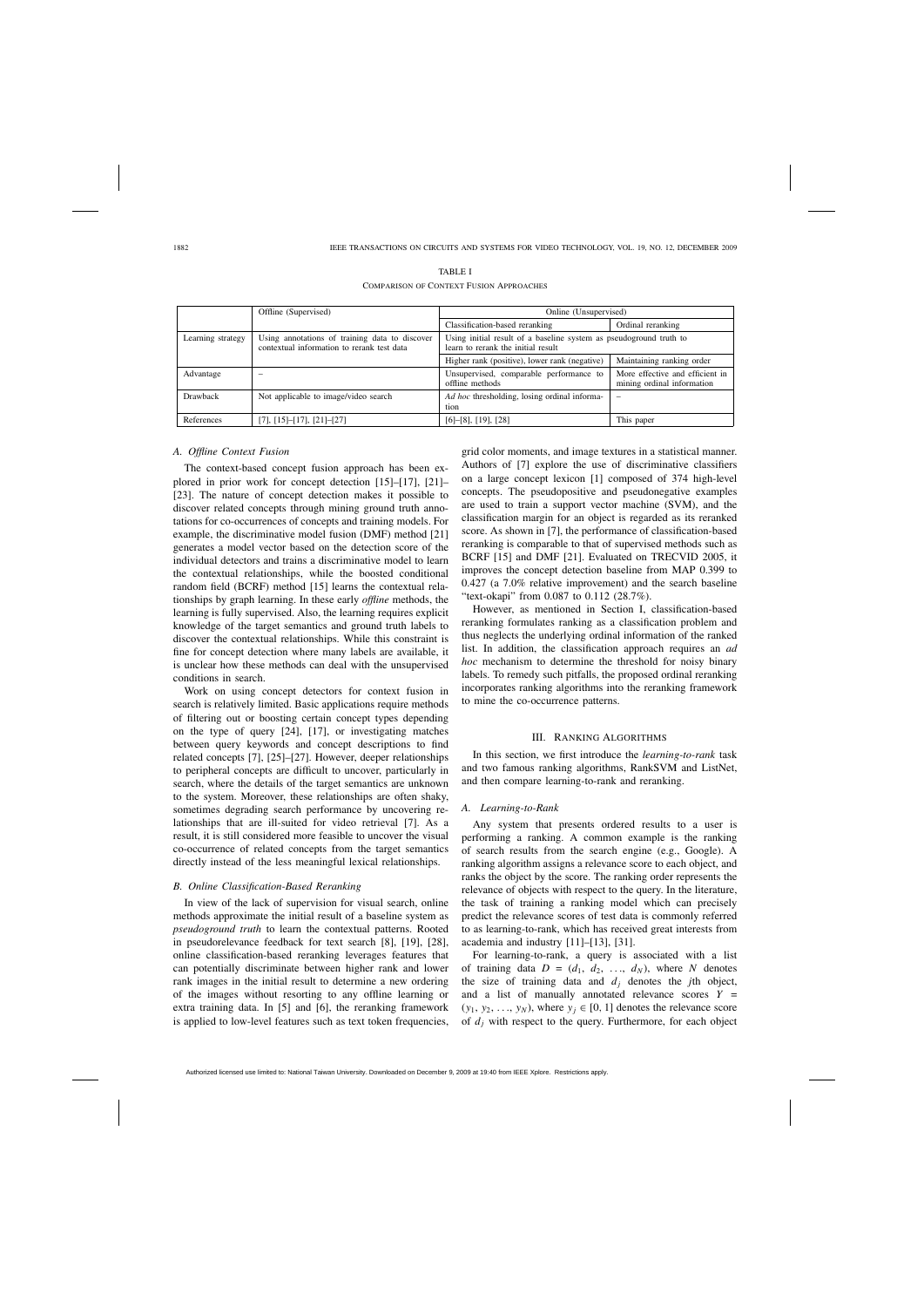TABLE I

COMPARISON OF CONTEXT FUSION APPROACHES

| | Offline (Supervised) | Online (Unsupervised) | |
|---|---|---|---|
| | | Classification-based reranking | Ordinal reranking |
| Learning strategy | Using annotations of training data to discover contextual information to rerank test data | Using initial result of a baseline system as pseudoground truth to learn to rerank the initial result | |
| | | Higher rank (positive), lower rank (negative) | Maintaining ranking order |
| Advantage | – | Unsupervised, comparable performance to offline methods | More effective and efficient in mining ordinal information |
| Drawback | Not applicable to image/video search | *Ad hoc* thresholding, losing ordinal information | – |
| References | [7], [15]–[17], [21]–[27] | [6]–[8], [19], [28] | This paper |

### A. *Offline Context Fusion*

The context-based concept fusion approach has been explored in prior work for concept detection [15]–[17], [21]–[23]. The nature of concept detection makes it possible to discover related concepts through mining ground truth annotations for co-occurrences of concepts and training models. For example, the discriminative model fusion (DMF) method [21] generates a model vector based on the detection score of the individual detectors and trains a discriminative model to learn the contextual relationships, while the boosted conditional random field (BCRF) method [15] learns the contextual relationships by graph learning. In these early *offline* methods, the learning is fully supervised. Also, the learning requires explicit knowledge of the target semantics and ground truth labels to discover the contextual relationships. While this constraint is fine for concept detection where many labels are available, it is unclear how these methods can deal with the unsupervised conditions in search.

Work on using concept detectors for context fusion in search is relatively limited. Basic applications require methods of filtering out or boosting certain concept types depending on the type of query [24], [17], or investigating matches between query keywords and concept descriptions to find related concepts [7], [25]–[27]. However, deeper relationships to peripheral concepts are difficult to uncover, particularly in search, where the details of the target semantics are unknown to the system. Moreover, these relationships are often shaky, sometimes degrading search performance by uncovering relationships that are ill-suited for video retrieval [7]. As a result, it is still considered more feasible to uncover the visual co-occurrence of related concepts from the target semantics directly instead of the less meaningful lexical relationships.

### B. *Online Classification-Based Reranking*

In view of the lack of supervision for visual search, online methods approximate the initial result of a baseline system as *pseudoground truth* to learn the contextual patterns. Rooted in pseudorelevance feedback for text search [8], [19], [28], online classification-based reranking leverages features that can potentially discriminate between higher rank and lower rank images in the initial result to determine a new ordering of the images without resorting to any offline learning or extra training data. In [5] and [6], the reranking framework is applied to low-level features such as text token frequencies, grid color moments, and image textures in a statistical manner. Authors of [7] explore the use of discriminative classifiers on a large concept lexicon [1] composed of 374 high-level concepts. The pseudopositive and pseudonegative examples are used to train a support vector machine (SVM), and the classification margin for an object is regarded as its reranked score. As shown in [7], the performance of classification-based reranking is comparable to that of supervised methods such as BCRF [15] and DMF [21]. Evaluated on TRECVID 2005, it improves the concept detection baseline from MAP 0.399 to 0.427 (a 7.0% relative improvement) and the search baseline "text-okapi" from 0.087 to 0.112 (28.7%).

However, as mentioned in Section I, classification-based reranking formulates ranking as a classification problem and thus neglects the underlying ordinal information of the ranked list. In addition, the classification approach requires an *ad hoc* mechanism to determine the threshold for noisy binary labels. To remedy such pitfalls, the proposed ordinal reranking incorporates ranking algorithms into the reranking framework to mine the co-occurrence patterns.

## III. Ranking Algorithms

In this section, we first introduce the *learning-to-rank* task and two famous ranking algorithms, RankSVM and ListNet, and then compare learning-to-rank and reranking.

### A. *Learning-to-Rank*

Any system that presents ordered results to a user is performing a ranking. A common example is the ranking of search results from the search engine (e.g., Google). A ranking algorithm assigns a relevance score to each object, and ranks the object by the score. The ranking order represents the relevance of objects with respect to the query. In the literature, the task of training a ranking model which can precisely predict the relevance scores of test data is commonly referred to as learning-to-rank, which has received great interests from academia and industry [11]–[13], [31].

For learning-to-rank, a query is associated with a list of training data $D = (d_1, d_2, \ldots, d_N)$, where $N$ denotes the size of training data and $d_j$ denotes the $j$th object, and a list of manually annotated relevance scores $Y = (y_1, y_2, \ldots, y_N)$, where $y_j \in [0, 1]$ denotes the relevance score of $d_j$ with respect to the query. Furthermore, for each object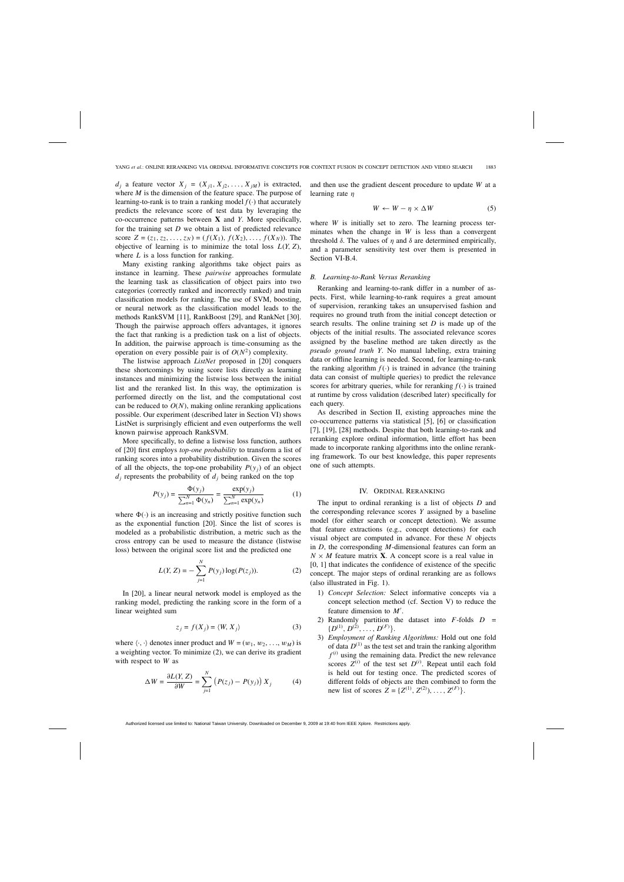$d_j$ a feature vector $X_j = (X_{j1}, X_{j2}, \ldots, X_{jM})$ is extracted, where $M$ is the dimension of the feature space. The purpose of learning-to-rank is to train a ranking model $f(\cdot)$ that accurately predicts the relevance score of test data by leveraging the co-occurrence patterns between $\mathbf{X}$ and $Y$. More specifically, for the training set $D$ we obtain a list of predicted relevance score $Z = (z_1, z_2, \ldots, z_N) = (f(X_1), f(X_2), \ldots, f(X_N))$. The objective of learning is to minimize the total loss $L(Y, Z)$, where $L$ is a loss function for ranking.

Many existing ranking algorithms take object pairs as instance in learning. These *pairwise* approaches formulate the learning task as classification of object pairs into two categories (correctly ranked and incorrectly ranked) and train classification models for ranking. The use of SVM, boosting, or neural network as the classification model leads to the methods RankSVM [11], RankBoost [29], and RankNet [30]. Though the pairwise approach offers advantages, it ignores the fact that ranking is a prediction task on a list of objects. In addition, the pairwise approach is time-consuming as the operation on every possible pair is of $O(N^2)$ complexity.

The listwise approach *ListNet* proposed in [20] conquers these shortcomings by using score lists directly as learning instances and minimizing the listwise loss between the initial list and the reranked list. In this way, the optimization is performed directly on the list, and the computational cost can be reduced to $O(N)$, making online reranking applications possible. Our experiment (described later in Section VI) shows ListNet is surprisingly efficient and even outperforms the well known pairwise approach RankSVM.

More specifically, to define a listwise loss function, authors of [20] first employs *top-one probability* to transform a list of ranking scores into a probability distribution. Given the scores of all the objects, the top-one probability $P(y_j)$ of an object $d_j$ represents the probability of $d_j$ being ranked on the top

$$P(y_j) = \frac{\Phi(y_j)}{\sum_{n=1}^{N} \Phi(y_n)} = \frac{\exp(y_j)}{\sum_{n=1}^{N} \exp(y_n)} \tag{1}$$

where $\Phi(\cdot)$ is an increasing and strictly positive function such as the exponential function [20]. Since the list of scores is modeled as a probabilistic distribution, a metric such as the cross entropy can be used to measure the distance (listwise loss) between the original score list and the predicted one

$$L(Y, Z) = -\sum_{j=1}^{N} P(y_j) \log(P(z_j)). \tag{2}$$

In [20], a linear neural network model is employed as the ranking model, predicting the ranking score in the form of a linear weighted sum

$$z_j = f(X_j) = \langle W, X_j \rangle \tag{3}$$

where $\langle \cdot, \cdot \rangle$ denotes inner product and $W = (w_1, w_2, \ldots, w_M)$ is a weighting vector. To minimize (2), we can derive its gradient with respect to $W$ as

$$\Delta W = \frac{\partial L(Y, Z)}{\partial W} = \sum_{j=1}^{N} \left( P(z_j) - P(y_j) \right) X_j \tag{4}$$

and then use the gradient descent procedure to update $W$ at a learning rate $\eta$

$$W \leftarrow W - \eta \times \Delta W \tag{5}$$

where $W$ is initially set to zero. The learning process terminates when the change in $W$ is less than a convergent threshold $\delta$. The values of $\eta$ and $\delta$ are determined empirically, and a parameter sensitivity test over them is presented in Section VI-B.4.

### B. Learning-to-Rank Versus Reranking

Reranking and learning-to-rank differ in a number of aspects. First, while learning-to-rank requires a great amount of supervision, reranking takes an unsupervised fashion and requires no ground truth from the initial concept detection or search results. The online training set $D$ is made up of the objects of the initial results. The associated relevance scores assigned by the baseline method are taken directly as the *pseudo ground truth* $Y$. No manual labeling, extra training data or offline learning is needed. Second, for learning-to-rank the ranking algorithm $f(\cdot)$ is trained in advance (the training data can consist of multiple queries) to predict the relevance scores for arbitrary queries, while for reranking $f(\cdot)$ is trained at runtime by cross validation (described later) specifically for each query.

As described in Section II, existing approaches mine the co-occurrence patterns via statistical [5], [6] or classification [7], [19], [28] methods. Despite that both learning-to-rank and reranking explore ordinal information, little effort has been made to incorporate ranking algorithms into the online reranking framework. To our best knowledge, this paper represents one of such attempts.

## IV. Ordinal Reranking

The input to ordinal reranking is a list of objects $D$ and the corresponding relevance scores $Y$ assigned by a baseline model (for either search or concept detection). We assume that feature extractions (e.g., concept detections) for each visual object are computed in advance. For these $N$ objects in $D$, the corresponding $M$-dimensional features can form an $N \times M$ feature matrix $\mathbf{X}$. A concept score is a real value in [0, 1] that indicates the confidence of existence of the specific concept. The major steps of ordinal reranking are as follows (also illustrated in Fig. 1).

1) *Concept Selection:* Select informative concepts via a concept selection method (cf. Section V) to reduce the feature dimension to $M'$.
2) Randomly partition the dataset into $F$-folds $D = \{D^{(1)}, D^{(2)}, \ldots, D^{(F)}\}$.
3) *Employment of Ranking Algorithms:* Hold out one fold of data $D^{(1)}$ as the test set and train the ranking algorithm $f^{(i)}$ using the remaining data. Predict the new relevance scores $Z^{(i)}$ of the test set $D^{(i)}$. Repeat until each fold is held out for testing once. The predicted scores of different folds of objects are then combined to form the new list of scores $Z = \{Z^{(1)}, Z^{(2)}), \ldots, Z^{(F)}\}$.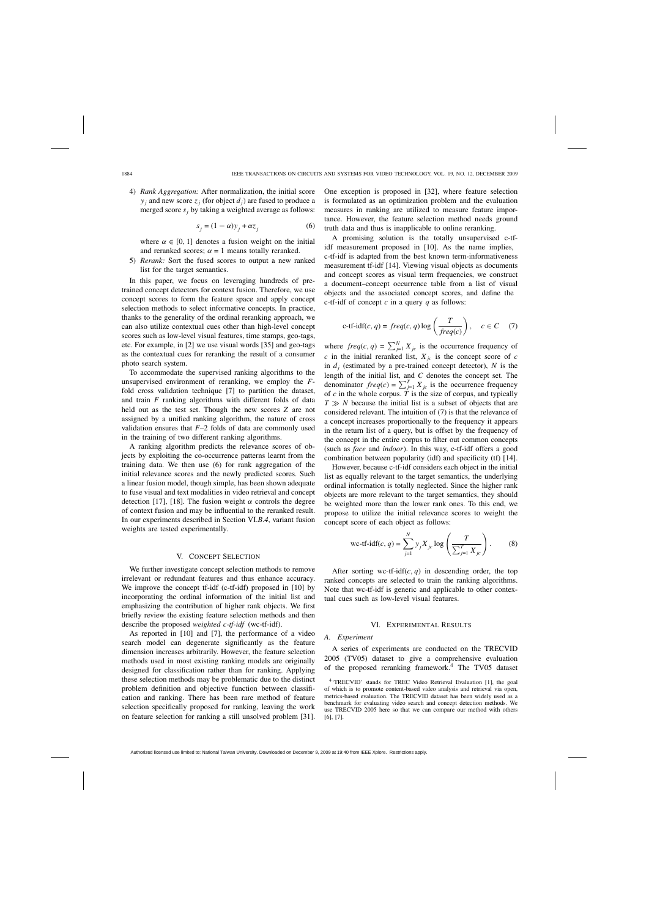4) *Rank Aggregation:* After normalization, the initial score $y_j$ and new score $z_j$ (for object $d_j$) are fused to produce a merged score $s_j$ by taking a weighted average as follows:

$$s_j = (1 - \alpha)y_j + \alpha z_j \tag{6}$$

where $\alpha \in [0, 1]$ denotes a fusion weight on the initial and reranked scores; $\alpha = 1$ means totally reranked.

5) *Rerank:* Sort the fused scores to output a new ranked list for the target semantics.

In this paper, we focus on leveraging hundreds of pre-trained concept detectors for context fusion. Therefore, we use concept scores to form the feature space and apply concept selection methods to select informative concepts. In practice, thanks to the generality of the ordinal reranking approach, we can also utilize contextual cues other than high-level concept scores such as low-level visual features, time stamps, geo-tags, etc. For example, in [2] we use visual words [35] and geo-tags as the contextual cues for reranking the result of a consumer photo search system.

To accommodate the supervised ranking algorithms to the unsupervised environment of reranking, we employ the $F$-fold cross validation technique [7] to partition the dataset, and train $F$ ranking algorithms with different folds of data held out as the test set. Though the new scores $Z$ are not assigned by a unified ranking algorithm, the nature of cross validation ensures that $F$–2 folds of data are commonly used in the training of two different ranking algorithms.

A ranking algorithm predicts the relevance scores of objects by exploiting the co-occurrence patterns learnt from the training data. We then use (6) for rank aggregation of the initial relevance scores and the newly predicted scores. Such a linear fusion model, though simple, has been shown adequate to fuse visual and text modalities in video retrieval and concept detection [17], [18]. The fusion weight $\alpha$ controls the degree of context fusion and may be influential to the reranked result. In our experiments described in Section VI.*B.4*, variant fusion weights are tested experimentally.

## V. Concept Selection

We further investigate concept selection methods to remove irrelevant or redundant features and thus enhance accuracy. We improve the concept tf-idf (c-tf-idf) proposed in [10] by incorporating the ordinal information of the initial list and emphasizing the contribution of higher rank objects. We first briefly review the existing feature selection methods and then describe the proposed *weighted c-tf-idf* (wc-tf-idf).

As reported in [10] and [7], the performance of a video search model can degenerate significantly as the feature dimension increases arbitrarily. However, the feature selection methods used in most existing ranking models are originally designed for classification rather than for ranking. Applying these selection methods may be problematic due to the distinct problem definition and objective function between classification and ranking. There has been rare method of feature selection specifically proposed for ranking, leaving the work on feature selection for ranking a still unsolved problem [31]. One exception is proposed in [32], where feature selection is formulated as an optimization problem and the evaluation measures in ranking are utilized to measure feature importance. However, the feature selection method needs ground truth data and thus is inapplicable to online reranking.

A promising solution is the totally unsupervised c-tf-idf measurement proposed in [10]. As the name implies, c-tf-idf is adapted from the best known term-informativeness measurement tf-idf [14]. Viewing visual objects as documents and concept scores as visual term frequencies, we construct a document–concept occurrence table from a list of visual objects and the associated concept scores, and define the c-tf-idf of concept $c$ in a query $q$ as follows:

$$\text{c-tf-idf}(c, q) = freq(c, q) \log\left(\frac{T}{freq(c)}\right), \quad c \in C \tag{7}$$

where $freq(c, q) = \sum_{j=1}^{N} X_{jc}$ is the occurrence frequency of $c$ in the initial reranked list, $X_{jc}$ is the concept score of $c$ in $d_j$ (estimated by a pre-trained concept detector), $N$ is the length of the initial list, and $C$ denotes the concept set. The denominator $freq(c) = \sum_{j=1}^{T} X_{jc}$ is the occurrence frequency of $c$ in the whole corpus. $T$ is the size of corpus, and typically $T \gg N$ because the initial list is a subset of objects that are considered relevant. The intuition of (7) is that the relevance of a concept increases proportionally to the frequency it appears in the return list of a query, but is offset by the frequency of the concept in the entire corpus to filter out common concepts (such as *face* and *indoor*). In this way, c-tf-idf offers a good combination between popularity (idf) and specificity (tf) [14].

However, because c-tf-idf considers each object in the initial list as equally relevant to the target semantics, the underlying ordinal information is totally neglected. Since the higher rank objects are more relevant to the target semantics, they should be weighted more than the lower rank ones. To this end, we propose to utilize the initial relevance scores to weight the concept score of each object as follows:

$$\text{wc-tf-idf}(c, q) = \sum_{j=1}^{N} y_j X_{jc} \log\left(\frac{T}{\sum_{j=1}^{T} X_{jc}}\right). \tag{8}$$

After sorting wc-tf-idf$(c, q)$ in descending order, the top ranked concepts are selected to train the ranking algorithms. Note that wc-tf-idf is generic and applicable to other contextual cues such as low-level visual features.

## VI. Experimental Results

### A. Experiment

A series of experiments are conducted on the TRECVID 2005 (TV05) dataset to give a comprehensive evaluation of the proposed reranking framework.[4] The TV05 dataset

[4] 'TRECVID' stands for TREC Video Retrieval Evaluation [1], the goal of which is to promote content-based video analysis and retrieval via open, metrics-based evaluation. The TRECVID dataset has been widely used as a benchmark for evaluating video search and concept detection methods. We use TRECVID 2005 here so that we can compare our method with others [6], [7].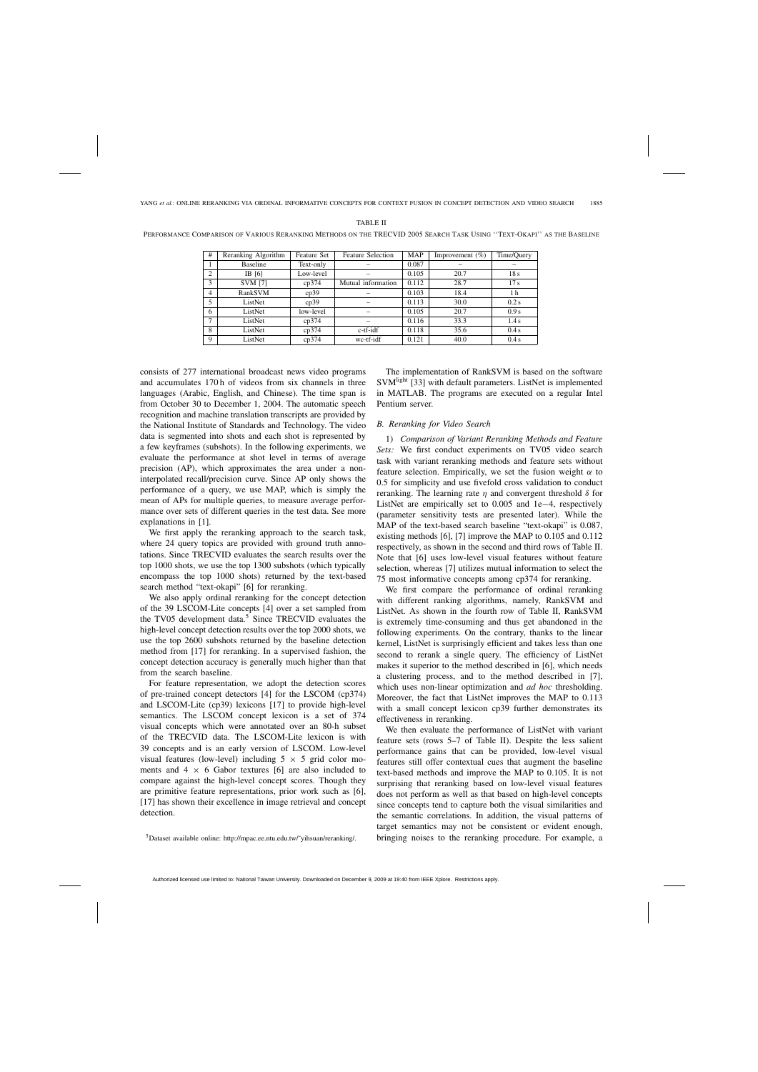TABLE II

PERFORMANCE COMPARISON OF VARIOUS RERANKING METHODS ON THE TRECVID 2005 SEARCH TASK USING "TEXT-OKAPI" AS THE BASELINE

| # | Reranking Algorithm | Feature Set | Feature Selection | MAP | Improvement (%) | Time/Query |
|---|---|---|---|---|---|---|
| 1 | Baseline | Text-only | – | 0.087 | – | – |
| 2 | IB [6] | Low-level | – | 0.105 | 20.7 | 18 s |
| 3 | SVM [7] | cp374 | Mutual information | 0.112 | 28.7 | 17 s |
| 4 | RankSVM | cp39 | – | 0.103 | 18.4 | 1 h |
| 5 | ListNet | cp39 | – | 0.113 | 30.0 | 0.2 s |
| 6 | ListNet | low-level | – | 0.105 | 20.7 | 0.9 s |
| 7 | ListNet | cp374 | – | 0.116 | 33.3 | 1.4 s |
| 8 | ListNet | cp374 | c-tf-idf | 0.118 | 35.6 | 0.4 s |
| 9 | ListNet | cp374 | wc-tf-idf | 0.121 | 40.0 | 0.4 s |

consists of 277 international broadcast news video programs and accumulates 170 h of videos from six channels in three languages (Arabic, English, and Chinese). The time span is from October 30 to December 1, 2004. The automatic speech recognition and machine translation transcripts are provided by the National Institute of Standards and Technology. The video data is segmented into shots and each shot is represented by a few keyframes (subshots). In the following experiments, we evaluate the performance at shot level in terms of average precision (AP), which approximates the area under a non-interpolated recall/precision curve. Since AP only shows the performance of a query, we use MAP, which is simply the mean of APs for multiple queries, to measure average performance over sets of different queries in the test data. See more explanations in [1].

We first apply the reranking approach to the search task, where 24 query topics are provided with ground truth annotations. Since TRECVID evaluates the search results over the top 1000 shots, we use the top 1300 subshots (which typically encompass the top 1000 shots) returned by the text-based search method "text-okapi" [6] for reranking.

We also apply ordinal reranking for the concept detection of the 39 LSCOM-Lite concepts [4] over a set sampled from the TV05 development data.[5] Since TRECVID evaluates the high-level concept detection results over the top 2000 shots, we use the top 2600 subshots returned by the baseline detection method from [17] for reranking. In a supervised fashion, the concept detection accuracy is generally much higher than that from the search baseline.

For feature representation, we adopt the detection scores of pre-trained concept detectors [4] for the LSCOM (cp374) and LSCOM-Lite (cp39) lexicons [17] to provide high-level semantics. The LSCOM concept lexicon is a set of 374 visual concepts which were annotated over an 80-h subset of the TRECVID data. The LSCOM-Lite lexicon is with 39 concepts and is an early version of LSCOM. Low-level visual features (low-level) including $5 \times 5$ grid color moments and $4 \times 6$ Gabor textures [6] are also included to compare against the high-level concept scores. Though they are primitive feature representations, prior work such as [6], [17] has shown their excellence in image retrieval and concept detection.

[5] Dataset available online: http://mpac.ee.ntu.edu.tw/~yihsuan/reranking/.

The implementation of RankSVM is based on the software SVM[light] [33] with default parameters. ListNet is implemented in MATLAB. The programs are executed on a regular Intel Pentium server.

### B. Reranking for Video Search

1) *Comparison of Variant Reranking Methods and Feature Sets:* We first conduct experiments on TV05 video search task with variant reranking methods and feature sets without feature selection. Empirically, we set the fusion weight $\alpha$ to 0.5 for simplicity and use fivefold cross validation to conduct reranking. The learning rate $\eta$ and convergent threshold $\delta$ for ListNet are empirically set to 0.005 and 1e−4, respectively (parameter sensitivity tests are presented later). While the MAP of the text-based search baseline "text-okapi" is 0.087, existing methods [6], [7] improve the MAP to 0.105 and 0.112 respectively, as shown in the second and third rows of Table II. Note that [6] uses low-level visual features without feature selection, whereas [7] utilizes mutual information to select the 75 most informative concepts among cp374 for reranking.

We first compare the performance of ordinal reranking with different ranking algorithms, namely, RankSVM and ListNet. As shown in the fourth row of Table II, RankSVM is extremely time-consuming and thus get abandoned in the following experiments. On the contrary, thanks to the linear kernel, ListNet is surprisingly efficient and takes less than one second to rerank a single query. The efficiency of ListNet makes it superior to the method described in [6], which needs a clustering process, and to the method described in [7], which uses non-linear optimization and *ad hoc* thresholding. Moreover, the fact that ListNet improves the MAP to 0.113 with a small concept lexicon cp39 further demonstrates its effectiveness in reranking.

We then evaluate the performance of ListNet with variant feature sets (rows 5–7 of Table II). Despite the less salient performance gains that can be provided, low-level visual features still offer contextual cues that augment the baseline text-based methods and improve the MAP to 0.105. It is not surprising that reranking based on low-level visual features does not perform as well as that based on high-level concepts since concepts tend to capture both the visual similarities and the semantic correlations. In addition, the visual patterns of target semantics may not be consistent or evident enough, bringing noises to the reranking procedure. For example, a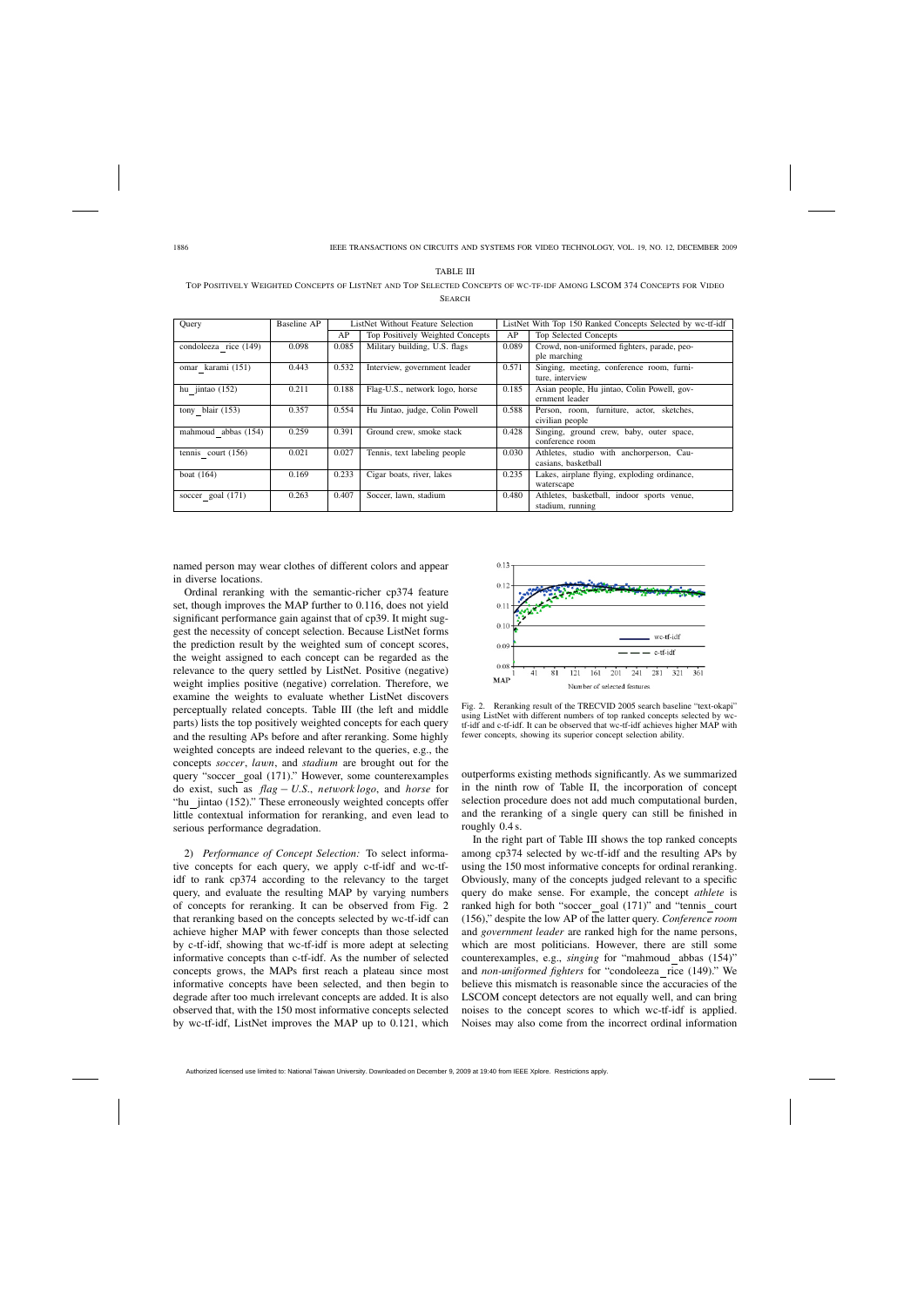TABLE III

TOP POSITIVELY WEIGHTED CONCEPTS OF LISTNET AND TOP SELECTED CONCEPTS OF WC-TF-IDF AMONG LSCOM 374 CONCEPTS FOR VIDEO SEARCH

| Query | Baseline AP | ListNet Without Feature Selection | | ListNet With Top 150 Ranked Concepts Selected by wc-tf-idf | |
|---|---|---|---|---|---|
| | | AP | Top Positively Weighted Concepts | AP | Top Selected Concepts |
| condoleeza_rice (149) | 0.098 | 0.085 | Military building, U.S. flags | 0.089 | Crowd, non-uniformed fighters, parade, people marching |
| omar_karami (151) | 0.443 | 0.532 | Interview, government leader | 0.571 | Singing, meeting, conference room, furniture, interview |
| hu_jintao (152) | 0.211 | 0.188 | Flag-U.S., network logo, horse | 0.185 | Asian people, Hu jintao, Colin Powell, government leader |
| tony_blair (153) | 0.357 | 0.554 | Hu Jintao, judge, Colin Powell | 0.588 | Person, room, furniture, actor, sketches, civilian people |
| mahmoud_abbas (154) | 0.259 | 0.391 | Ground crew, smoke stack | 0.428 | Singing, ground crew, baby, outer space, conference room |
| tennis_court (156) | 0.021 | 0.027 | Tennis, text labeling people | 0.030 | Athletes, studio with anchorperson, Caucasians, basketball |
| boat (164) | 0.169 | 0.233 | Cigar boats, river, lakes | 0.235 | Lakes, airplane flying, exploding ordinance, waterscape |
| soccer_goal (171) | 0.263 | 0.407 | Soccer, lawn, stadium | 0.480 | Athletes, basketball, indoor sports venue, stadium, running |

named person may wear clothes of different colors and appear in diverse locations.

Ordinal reranking with the semantic-richer cp374 feature set, though improves the MAP further to 0.116, does not yield significant performance gain against that of cp39. It might suggest the necessity of concept selection. Because ListNet forms the prediction result by the weighted sum of concept scores, the weight assigned to each concept can be regarded as the relevance to the query settled by ListNet. Positive (negative) weight implies positive (negative) correlation. Therefore, we examine the weights to evaluate whether ListNet discovers perceptually related concepts. Table III (the left and middle parts) lists the top positively weighted concepts for each query and the resulting APs before and after reranking. Some highly weighted concepts are indeed relevant to the queries, e.g., the concepts *soccer*, *lawn*, and *stadium* are brought out for the query "soccer_goal (171)." However, some counterexamples do exist, such as *flag − U.S.*, *network logo*, and *horse* for "hu_jintao (152)." These erroneously weighted concepts offer little contextual information for reranking, and even lead to serious performance degradation.

2) *Performance of Concept Selection:* To select informative concepts for each query, we apply c-tf-idf and wc-tf-idf to rank cp374 according to the relevancy to the target query, and evaluate the resulting MAP by varying numbers of concepts for reranking. It can be observed from Fig. 2 that reranking based on the concepts selected by wc-tf-idf can achieve higher MAP with fewer concepts than those selected by c-tf-idf, showing that wc-tf-idf is more adept at selecting informative concepts than c-tf-idf. As the number of selected concepts grows, the MAPs first reach a plateau since most informative concepts have been selected, and then begin to degrade after too much irrelevant concepts are added. It is also observed that, with the 150 most informative concepts selected by wc-tf-idf, ListNet improves the MAP up to 0.121, which outperforms existing methods significantly. As we summarized in the ninth row of Table II, the incorporation of concept selection procedure does not add much computational burden, and the reranking of a single query can still be finished in roughly 0.4 s.

Fig. 2. Reranking result of the TRECVID 2005 search baseline "text-okapi" using ListNet with different numbers of top ranked concepts selected by wc-tf-idf and c-tf-idf. It can be observed that wc-tf-idf achieves higher MAP with fewer concepts, showing its superior concept selection ability.

In the right part of Table III shows the top ranked concepts among cp374 selected by wc-tf-idf and the resulting APs by using the 150 most informative concepts for ordinal reranking. Obviously, many of the concepts judged relevant to a specific query do make sense. For example, the concept *athlete* is ranked high for both "soccer_goal (171)" and "tennis_court (156)," despite the low AP of the latter query. *Conference room* and *government leader* are ranked high for the name persons, which are most politicians. However, there are still some counterexamples, e.g., *singing* for "mahmoud_abbas (154)" and *non-uniformed fighters* for "condoleeza_rice (149)." We believe this mismatch is reasonable since the accuracies of the LSCOM concept detectors are not equally well, and can bring noises to the concept scores to which wc-tf-idf is applied. Noises may also come from the incorrect ordinal information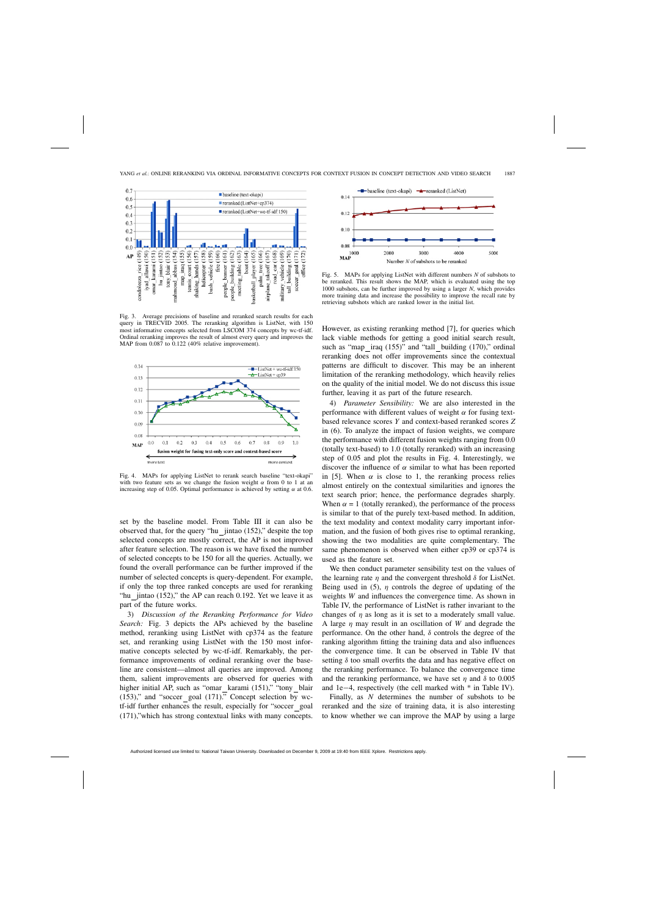Fig. 3. Average precisions of baseline and reranked search results for each query in TRECVID 2005. The reranking algorithm is ListNet, with 150 most informative concepts selected from LSCOM 374 concepts by wc-tf-idf. Ordinal reranking improves the result of almost every query and improves the MAP from 0.087 to 0.122 (40% relative improvement).

Fig. 4. MAPs for applying ListNet to rerank search baseline "text-okapi" with two feature sets as we change the fusion weight $\alpha$ from 0 to 1 at an increasing step of 0.05. Optimal performance is achieved by setting $\alpha$ at 0.6.

set by the baseline model. From Table III it can also be observed that, for the query "hu_jintao (152)," despite the top selected concepts are mostly correct, the AP is not improved after feature selection. The reason is we have fixed the number of selected concepts to be 150 for all the queries. Actually, we found the overall performance can be further improved if the number of selected concepts is query-dependent. For example, if only the top three ranked concepts are used for reranking "hu_jintao (152)," the AP can reach 0.192. Yet we leave it as part of the future works.

3) *Discussion of the Reranking Performance for Video Search:* Fig. 3 depicts the APs achieved by the baseline method, reranking using ListNet with cp374 as the feature set, and reranking using ListNet with the 150 most informative concepts selected by wc-tf-idf. Remarkably, the performance improvements of ordinal reranking over the baseline are consistent—almost all queries are improved. Among them, salient improvements are observed for queries with higher initial AP, such as "omar_karami (151)," "tony_blair (153)," and "soccer_goal (171)." Concept selection by wc-tf-idf further enhances the result, especially for "soccer_goal (171),"which has strong contextual links with many concepts.

Fig. 5. MAPs for applying ListNet with different numbers $N$ of subshots to be reranked. This result shows the MAP, which is evaluated using the top 1000 subshots, can be further improved by using a larger $N$, which provides more training data and increase the possibility to improve the recall rate by retrieving subshots which are ranked lower in the initial list.

However, as existing reranking method [7], for queries which lack viable methods for getting a good initial search result, such as "map_iraq (155)" and "tall_building (170)," ordinal reranking does not offer improvements since the contextual patterns are difficult to discover. This may be an inherent limitation of the reranking methodology, which heavily relies on the quality of the initial model. We do not discuss this issue further, leaving it as part of the future research.

4) *Parameter Sensibility:* We are also interested in the performance with different values of weight $\alpha$ for fusing text-based relevance scores $Y$ and context-based reranked scores $Z$ in (6). To analyze the impact of fusion weights, we compare the performance with different fusion weights ranging from 0.0 (totally text-based) to 1.0 (totally reranked) with an increasing step of 0.05 and plot the results in Fig. 4. Interestingly, we discover the influence of $\alpha$ similar to what has been reported in [5]. When $\alpha$ is close to 1, the reranking process relies almost entirely on the contextual similarities and ignores the text search prior; hence, the performance degrades sharply. When $\alpha = 1$ (totally reranked), the performance of the process is similar to that of the purely text-based method. In addition, the text modality and context modality carry important information, and the fusion of both gives rise to optimal reranking, showing the two modalities are quite complementary. The same phenomenon is observed when either cp39 or cp374 is used as the feature set.

We then conduct parameter sensibility test on the values of the learning rate $\eta$ and the convergent threshold $\delta$ for ListNet. Being used in (5), $\eta$ controls the degree of updating of the weights $W$ and influences the convergence time. As shown in Table IV, the performance of ListNet is rather invariant to the changes of $\eta$ as long as it is set to a moderately small value. A large $\eta$ may result in an oscillation of $W$ and degrade the performance. On the other hand, $\delta$ controls the degree of the ranking algorithm fitting the training data and also influences the convergence time. It can be observed in Table IV that setting $\delta$ too small overfits the data and has negative effect on the reranking performance. To balance the convergence time and the reranking performance, we have set $\eta$ and $\delta$ to 0.005 and 1e−4, respectively (the cell marked with * in Table IV).

Finally, as $N$ determines the number of subshots to be reranked and the size of training data, it is also interesting to know whether we can improve the MAP by using a large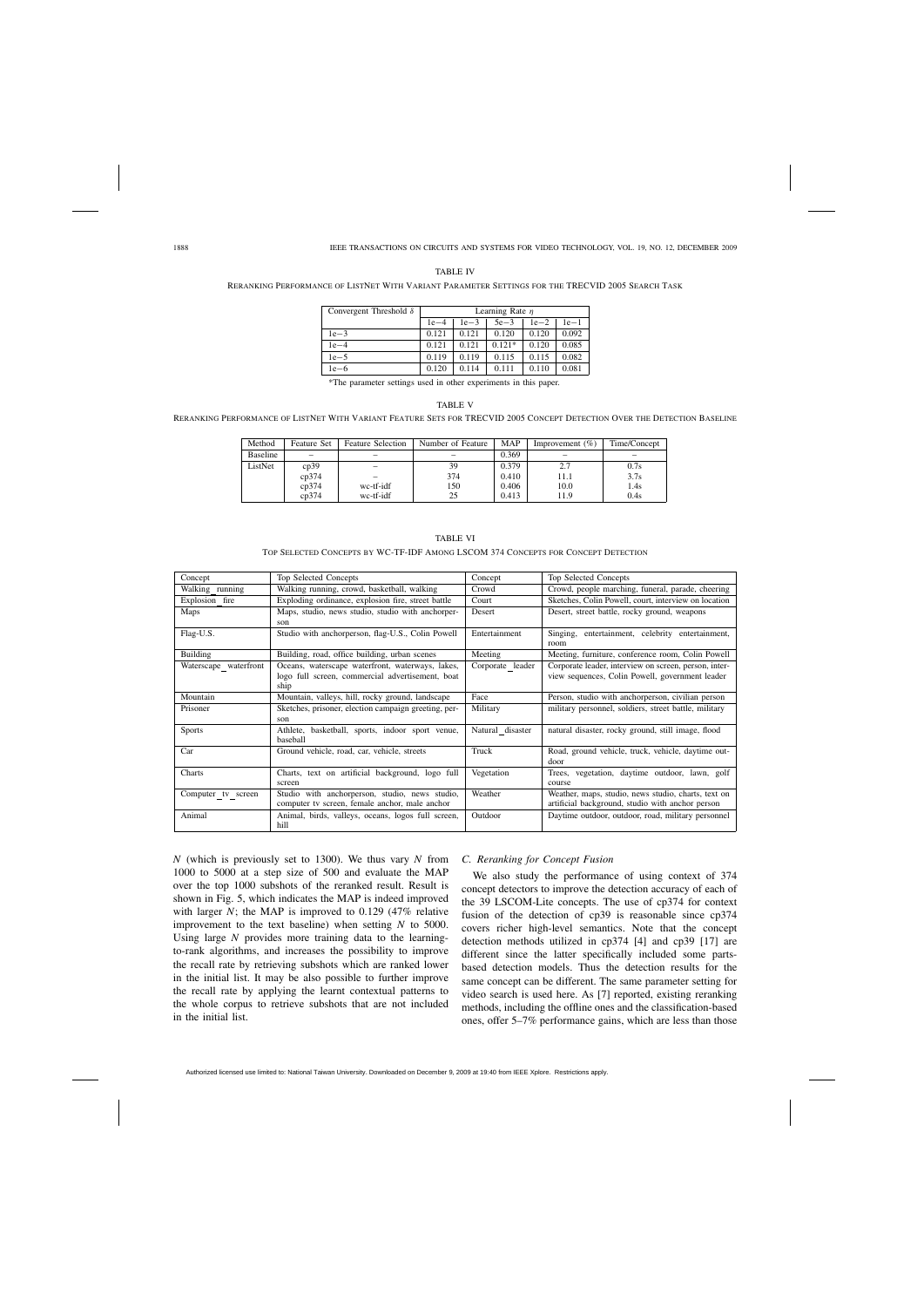TABLE IV

RERANKING PERFORMANCE OF LISTNET WITH VARIANT PARAMETER SETTINGS FOR THE TRECVID 2005 SEARCH TASK

| Convergent Threshold $\delta$ | Learning Rate $\eta$ | | | | |
|---|---|---|---|---|---|
| | 1e−4 | 1e−3 | 5e−3 | 1e−2 | 1e−1 |
| 1e−3 | 0.121 | 0.121 | 0.120 | 0.120 | 0.092 |
| 1e−4 | 0.121 | 0.121 | 0.121* | 0.120 | 0.085 |
| 1e−5 | 0.119 | 0.119 | 0.115 | 0.115 | 0.082 |
| 1e−6 | 0.120 | 0.114 | 0.111 | 0.110 | 0.081 |

*The parameter settings used in other experiments in this paper.

TABLE V

RERANKING PERFORMANCE OF LISTNET WITH VARIANT FEATURE SETS FOR TRECVID 2005 CONCEPT DETECTION OVER THE DETECTION BASELINE

| Method | Feature Set | Feature Selection | Number of Feature | MAP | Improvement (%) | Time/Concept |
|---|---|---|---|---|---|---|
| Baseline | – | – | – | 0.369 | – | – |
| ListNet | cp39 | – | 39 | 0.379 | 2.7 | 0.7s |
| | cp374 | – | 374 | 0.410 | 11.1 | 3.7s |
| | cp374 | wc-tf-idf | 150 | 0.406 | 10.0 | 1.4s |
| | cp374 | wc-tf-idf | 25 | 0.413 | 11.9 | 0.4s |

TABLE VI

TOP SELECTED CONCEPTS BY WC-TF-IDF AMONG LSCOM 374 CONCEPTS FOR CONCEPT DETECTION

| Concept | Top Selected Concepts | Concept | Top Selected Concepts |
|---|---|---|---|
| Walking_running | Walking running, crowd, basketball, walking | Crowd | Crowd, people marching, funeral, parade, cheering |
| Explosion_fire | Exploding ordinance, explosion fire, street battle | Court | Sketches, Colin Powell, court, interview on location |
| Maps | Maps, studio, news studio, studio with anchorperson | Desert | Desert, street battle, rocky ground, weapons |
| Flag-U.S. | Studio with anchorperson, flag-U.S., Colin Powell | Entertainment | Singing, entertainment, celebrity entertainment, room |
| Building | Building, road, office building, urban scenes | Meeting | Meeting, furniture, conference room, Colin Powell |
| Waterscape_waterfront | Oceans, waterscape waterfront, waterways, lakes, logo full screen, commercial advertisement, boat ship | Corporate_leader | Corporate leader, interview on screen, person, interview sequences, Colin Powell, government leader |
| Mountain | Mountain, valleys, hill, rocky ground, landscape | Face | Person, studio with anchorperson, civilian person |
| Prisoner | Sketches, prisoner, election campaign greeting, person | Military | military personnel, soldiers, street battle, military |
| Sports | Athlete, basketball, sports, indoor sport venue, baseball | Natural_disaster | natural disaster, rocky ground, still image, flood |
| Car | Ground vehicle, road, car, vehicle, streets | Truck | Road, ground vehicle, truck, vehicle, daytime outdoor |
| Charts | Charts, text on artificial background, logo full screen | Vegetation | Trees, vegetation, daytime outdoor, lawn, golf course |
| Computer_tv_screen | Studio with anchorperson, studio, news studio, computer tv screen, female anchor, male anchor | Weather | Weather, maps, studio, news studio, charts, text on artificial background, studio with anchor person |
| Animal | Animal, birds, valleys, oceans, logos full screen, hill | Outdoor | Daytime outdoor, outdoor, road, military personnel |

$N$ (which is previously set to 1300). We thus vary $N$ from 1000 to 5000 at a step size of 500 and evaluate the MAP over the top 1000 subshots of the reranked result. Result is shown in Fig. 5, which indicates the MAP is indeed improved with larger $N$; the MAP is improved to 0.129 (47% relative improvement to the text baseline) when setting $N$ to 5000. Using large $N$ provides more training data to the learning-to-rank algorithms, and increases the possibility to improve the recall rate by retrieving subshots which are ranked lower in the initial list. It may be also possible to further improve the recall rate by applying the learnt contextual patterns to the whole corpus to retrieve subshots that are not included in the initial list.

### C. Reranking for Concept Fusion

We also study the performance of using context of 374 concept detectors to improve the detection accuracy of each of the 39 LSCOM-Lite concepts. The use of cp374 for context fusion of the detection of cp39 is reasonable since cp374 covers richer high-level semantics. Note that the concept detection methods utilized in cp374 [4] and cp39 [17] are different since the latter specifically included some parts-based detection models. Thus the detection results for the same concept can be different. The same parameter setting for video search is used here. As [7] reported, existing reranking methods, including the offline ones and the classification-based ones, offer 5–7% performance gains, which are less than those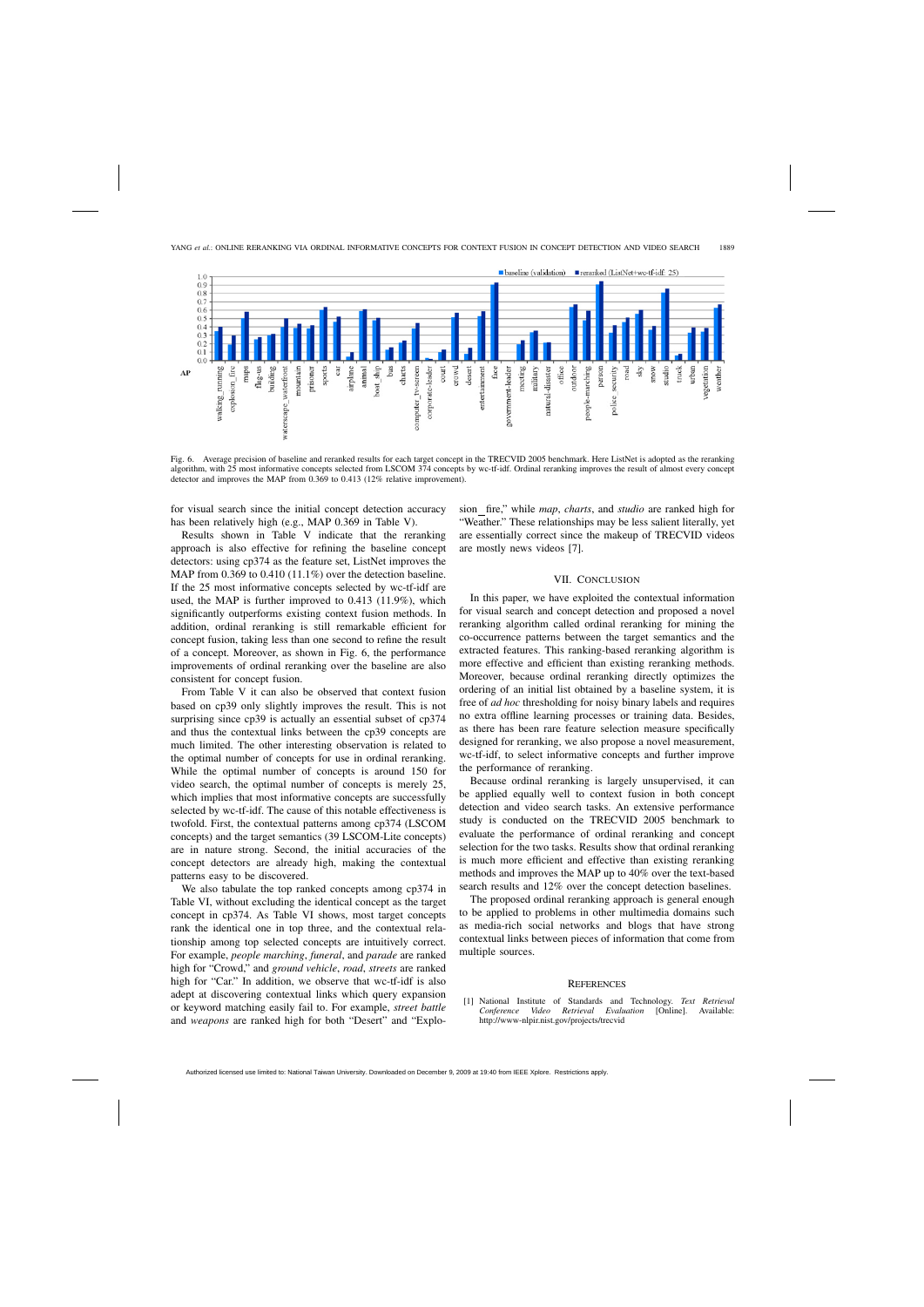Fig. 6. Average precision of baseline and reranked results for each target concept in the TRECVID 2005 benchmark. Here ListNet is adopted as the reranking algorithm, with 25 most informative concepts selected from LSCOM 374 concepts by wc-tf-idf. Ordinal reranking improves the result of almost every concept detector and improves the MAP from 0.369 to 0.413 (12% relative improvement).

for visual search since the initial concept detection accuracy has been relatively high (e.g., MAP 0.369 in Table V).

Results shown in Table V indicate that the reranking approach is also effective for refining the baseline concept detectors: using cp374 as the feature set, ListNet improves the MAP from 0.369 to 0.410 (11.1%) over the detection baseline. If the 25 most informative concepts selected by wc-tf-idf are used, the MAP is further improved to 0.413 (11.9%), which significantly outperforms existing context fusion methods. In addition, ordinal reranking is still remarkable efficient for concept fusion, taking less than one second to refine the result of a concept. Moreover, as shown in Fig. 6, the performance improvements of ordinal reranking over the baseline are also consistent for concept fusion.

From Table V it can also be observed that context fusion based on cp39 only slightly improves the result. This is not surprising since cp39 is actually an essential subset of cp374 and thus the contextual links between the cp39 concepts are much limited. The other interesting observation is related to the optimal number of concepts for use in ordinal reranking. While the optimal number of concepts is around 150 for video search, the optimal number of concepts is merely 25, which implies that most informative concepts are successfully selected by wc-tf-idf. The cause of this notable effectiveness is twofold. First, the contextual patterns among cp374 (LSCOM concepts) and the target semantics (39 LSCOM-Lite concepts) are in nature strong. Second, the initial accuracies of the concept detectors are already high, making the contextual patterns easy to be discovered.

We also tabulate the top ranked concepts among cp374 in Table VI, without excluding the identical concept as the target concept in cp374. As Table VI shows, most target concepts rank the identical one in top three, and the contextual relationship among top selected concepts are intuitively correct. For example, *people marching*, *funeral*, and *parade* are ranked high for "Crowd," and *ground vehicle*, *road*, *streets* are ranked high for "Car." In addition, we observe that wc-tf-idf is also adept at discovering contextual links which query expansion or keyword matching easily fail to. For example, *street battle* and *weapons* are ranked high for both "Desert" and "Explosion_fire," while *map*, *charts*, and *studio* are ranked high for "Weather." These relationships may be less salient literally, yet are essentially correct since the makeup of TRECVID videos are mostly news videos [7].

## VII. Conclusion

In this paper, we have exploited the contextual information for visual search and concept detection and proposed a novel reranking algorithm called ordinal reranking for mining the co-occurrence patterns between the target semantics and the extracted features. This ranking-based reranking algorithm is more effective and efficient than existing reranking methods. Moreover, because ordinal reranking directly optimizes the ordering of an initial list obtained by a baseline system, it is free of *ad hoc* thresholding for noisy binary labels and requires no extra offline learning processes or training data. Besides, as there has been rare feature selection measure specifically designed for reranking, we also propose a novel measurement, wc-tf-idf, to select informative concepts and further improve the performance of reranking.

Because ordinal reranking is largely unsupervised, it can be applied equally well to context fusion in both concept detection and video search tasks. An extensive performance study is conducted on the TRECVID 2005 benchmark to evaluate the performance of ordinal reranking and concept selection for the two tasks. Results show that ordinal reranking is much more efficient and effective than existing reranking methods and improves the MAP up to 40% over the text-based search results and 12% over the concept detection baselines.

The proposed ordinal reranking approach is general enough to be applied to problems in other multimedia domains such as media-rich social networks and blogs that have strong contextual links between pieces of information that come from multiple sources.

## References

[1] National Institute of Standards and Technology. *Text Retrieval Conference Video Retrieval Evaluation* [Online]. Available: http://www-nlpir.nist.gov/projects/trecvid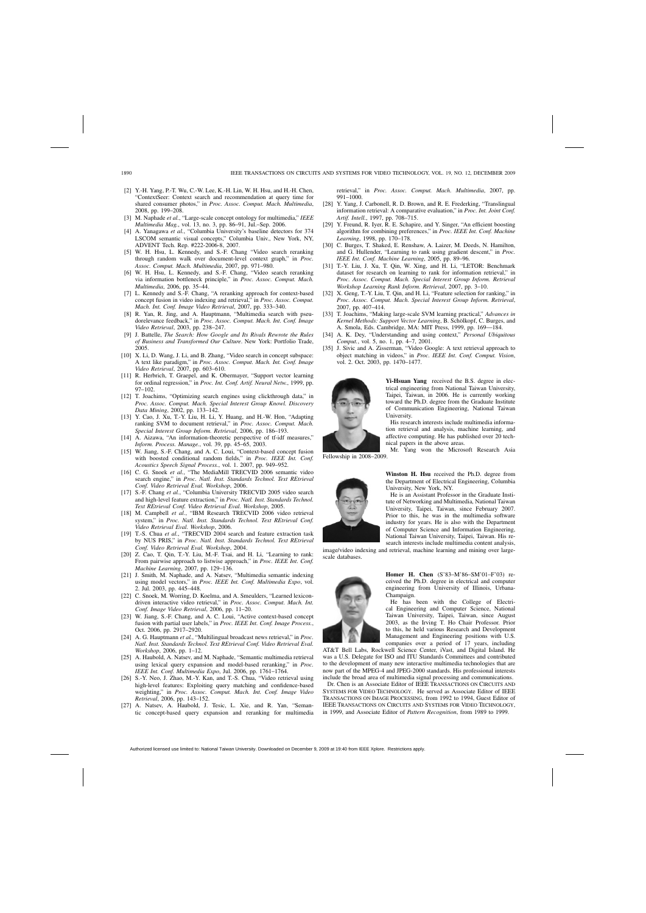[2] Y.-H. Yang, P.-T. Wu, C.-W. Lee, K.-H. Lin, W. H. Hsu, and H.-H. Chen, "ContextSeer: Context search and recommendation at query time for shared consumer photos," in *Proc. Assoc. Comput. Mach. Multimedia*, 2008, pp. 199–208.

[3] M. Naphade *et al.*, "Large-scale concept ontology for multimedia," *IEEE Multimedia Mag.*, vol. 13, no. 3, pp. 86–91, Jul.–Sep. 2006.

[4] A. Yanagawa *et al.*, "Columbia University's baseline detectors for 374 LSCOM semantic visual concepts," Columbia Univ., New York, NY, ADVENT Tech. Rep. #222-2006-8, 2007.

[5] W. H. Hsu, L. Kennedy, and S.-F. Chang "Video search reranking through random walk over document-level context graph," in *Proc. Assoc. Comput. Mach. Multimedia*, 2007, pp. 971–980.

[6] W. H. Hsu, L. Kennedy, and S.-F. Chang, "Video search reranking via information bottleneck principle," in *Proc. Assoc. Comput. Mach. Multimedia*, 2006, pp. 35–44.

[7] L. Kennedy and S.-F. Chang, "A reranking approach for context-based concept fusion in video indexing and retrieval," in *Proc. Assoc. Comput. Mach. Int. Conf. Image Video Retrieval*, 2007, pp. 333–340.

[8] R. Yan, R. Jing, and A. Hauptmann, "Multimedia search with pseudorelevance feedback," in *Proc. Assoc. Comput. Mach. Int. Conf. Image Video Retrieval*, 2003, pp. 238–247.

[9] J. Battelle, *The Search: How Google and Its Rivals Rewrote the Rules of Business and Transformed Our Culture*. New York: Portfolio Trade, 2005.

[10] X. Li, D. Wang, J. Li, and B. Zhang, "Video search in concept subspace: A text like paradigm," in *Proc. Assoc. Comput. Mach. Int. Conf. Image Video Retrieval*, 2007, pp. 603–610.

[11] R. Herbrich, T. Graepel, and K. Obermayer, "Support vector learning for ordinal regression," in *Proc. Int. Conf. Artif. Neural Netw.*, 1999, pp. 97–102.

[12] T. Joachims, "Optimizing search engines using clickthrough data," in *Proc. Assoc. Comput. Mach. Special Interest Group Knowl. Discovery Data Mining*, 2002, pp. 133–142.

[13] Y. Cao, J. Xu, T.-Y. Liu, H. Li, Y. Huang, and H.-W. Hon, "Adapting ranking SVM to document retrieval," in *Proc. Assoc. Comput. Mach. Special Interest Group Inform. Retrieval*, 2006, pp. 186–193.

[14] A. Aizawa, "An information-theoretic perspective of tf-idf measures," *Inform. Process. Manage.*, vol. 39, pp. 45–65, 2003.

[15] W. Jiang, S.-F. Chang, and A. C. Loui, "Context-based concept fusion with boosted conditional random fields," in *Proc. IEEE Int. Conf. Acoustics Speech Signal Process.*, vol. 1. 2007, pp. 949–952.

[16] C. G. Snoek *et al.*, "The MediaMill TRECVID 2006 semantic video search engine," in *Proc. Natl. Inst. Standards Technol. Text REtrieval Conf. Video Retrieval Eval. Workshop*, 2006.

[17] S.-F. Chang *et al.*, "Columbia University TRECVID 2005 video search and high-level feature extraction," in *Proc. Natl. Inst. Standards Technol. Text REtrieval Conf. Video Retrieval Eval. Workshop*, 2005.

[18] M. Campbell *et al.*, "IBM Research TRECVID 2006 video retrieval system," in *Proc. Natl. Inst. Standards Technol. Text REtrieval Conf. Video Retrieval Eval. Workshop*, 2006.

[19] T.-S. Chua *et al.*, "TRECVID 2004 search and feature extraction task by NUS PRIS," in *Proc. Natl. Inst. Standards Technol. Text REtrieval Conf. Video Retrieval Eval. Workshop*, 2004.

[20] Z. Cao, T. Qin, T.-Y. Liu, M.-F. Tsai, and H. Li, "Learning to rank: From pairwise approach to listwise approach," in *Proc. IEEE Int. Conf. Machine Learning*, 2007, pp. 129–136.

[21] J. Smith, M. Naphade, and A. Natsev, "Multimedia semantic indexing using model vectors," in *Proc. IEEE Int. Conf. Multimedia Expo*, vol. 2. Jul. 2003, pp. 445–448.

[22] C. Snoek, M. Worring, D. Koelma, and A. Smeulders, "Learned lexicon-driven interactive video retrieval," in *Proc. Assoc. Comput. Mach. Int. Conf. Image Video Retrieval*, 2006, pp. 11–20.

[23] W. Jiang, S.-F. Chang, and A. C. Loui, "Active context-based concept fusion with partial user labels," in *Proc. IEEE Int. Conf. Image Process.*, Oct. 2006, pp. 2917–2920.

[24] A. G. Hauptmann *et al.*, "Multilingual broadcast news retrieval," in *Proc. Natl. Inst. Standards Technol. Text REtrieval Conf. Video Retrieval Eval. Workshop*, 2006, pp. 1–12.

[25] A. Haubold, A. Natsev, and M. Naphade, "Semantic multimedia retrieval using lexical query expansion and model-based reranking," in *Proc. IEEE Int. Conf. Multimedia Expo*, Jul. 2006, pp. 1761–1764.

[26] S.-Y. Neo, J. Zhao, M.-Y. Kan, and T.-S. Chua, "Video retrieval using high-level features: Exploiting query matching and confidence-based weighting," in *Proc. Assoc. Comput. Mach. Int. Conf. Image Video Retrieval*, 2006, pp. 143–152.

[27] A. Natsev, A. Haubold, J. Tesic, L. Xie, and R. Yan, "Semantic concept-based query expansion and reranking for multimedia retrieval," in *Proc. Assoc. Comput. Mach. Multimedia*, 2007, pp. 991–1000.

[28] Y. Yang, J. Carbonell, R. D. Brown, and R. E. Frederking, "Translingual information retrieval: A comparative evaluation," in *Proc. Int. Joint Conf. Artif. Intell.*, 1997, pp. 708–715.

[29] Y. Freund, R. Iyer, R. E. Schapire, and Y. Singer, "An efficient boosting algorithm for combining preferences," in *Proc. IEEE Int. Conf. Machine Learning*, 1998, pp. 170–178.

[30] C. Burges, T. Shaked, E. Renshaw, A. Laizer, M. Deeds, N. Hamilton, and G. Hullender, "Learning to rank using gradient descent," in *Proc. IEEE Int. Conf. Machine Learning*, 2005, pp. 89–96.

[31] T.-Y. Liu, J. Xu, T. Qin, W. Xing, and H. Li, "LETOR: Benchmark dataset for research on learning to rank for information retrieval," in *Proc. Assoc. Comput. Mach. Special Interest Group Inform. Retrieval Workshop Learning Rank Inform. Retrieval*, 2007, pp. 3–10.

[32] X. Geng, T.-Y. Liu, T. Qin, and H. Li, "Feature selection for ranking," in *Proc. Assoc. Comput. Mach. Special Interest Group Inform. Retrieval*, 2007, pp. 407–414.

[33] T. Joachims, "Making large-scale SVM learning practical," *Advances in Kernel Methods: Support Vector Learning*, B. Schölkopf, C. Burges, and A. Smola, Eds. Cambridge, MA: MIT Press, 1999, pp. 169—184.

[34] A. K. Dey, "Understanding and using context," *Personal Ubiquitous Comput.*, vol. 5, no. 1, pp. 4–7, 2001.

[35] J. Sivic and A. Zisserman, "Video Google: A text retrieval approach to object matching in videos," in *Proc. IEEE Int. Conf. Comput. Vision*, vol. 2. Oct. 2003, pp. 1470–1477.

**Yi-Hsuan Yang** received the B.S. degree in electrical engineering from National Taiwan University, Taipei, Taiwan, in 2006. He is currently working toward the Ph.D. degree from the Graduate Institute of Communication Engineering, National Taiwan University.

His research interests include multimedia information retrieval and analysis, machine learning, and affective computing. He has published over 20 technical papers in the above areas.

Mr. Yang won the Microsoft Research Asia Fellowship in 2008–2009.

**Winston H. Hsu** received the Ph.D. degree from the Department of Electrical Engineering, Columbia University, New York, NY.

He is an Assistant Professor in the Graduate Institute of Networking and Multimedia, National Taiwan University, Taipei, Taiwan, since February 2007. Prior to this, he was in the multimedia software industry for years. He is also with the Department of Computer Science and Information Engineering, National Taiwan University, Taipei, Taiwan. His research interests include multimedia content analysis, image/video indexing and retrieval, machine learning and mining over large-scale databases.

**Homer H. Chen** (S'83–M'86–SM'01–F'03) received the Ph.D. degree in electrical and computer engineering from University of Illinois, Urbana-Champaign.

He has been with the College of Electrical Engineering and Computer Science, National Taiwan University, Taipei, Taiwan, since August 2003, as the Irving T. Ho Chair Professor. Prior to this, he held various Research and Development Management and Engineering positions with U.S. companies over a period of 17 years, including AT&T Bell Labs, Rockwell Science Center, iVast, and Digital Island. He was a U.S. Delegate for ISO and ITU Standards Committees and contributed to the development of many new interactive multimedia technologies that are now part of the MPEG-4 and JPEG-2000 standards. His professional interests include the broad area of multimedia signal processing and communications.

Dr. Chen is an Associate Editor of IEEE TRANSACTIONS ON CIRCUITS AND SYSTEMS FOR VIDEO TECHNOLOGY. He served as Associate Editor of IEEE TRANSACTIONS ON IMAGE PROCESSING, from 1992 to 1994, Guest Editor of IEEE TRANSACTIONS ON CIRCUITS AND SYSTEMS FOR VIDEO TECHNOLOGY, in 1999, and Associate Editor of *Pattern Recognition*, from 1989 to 1999.